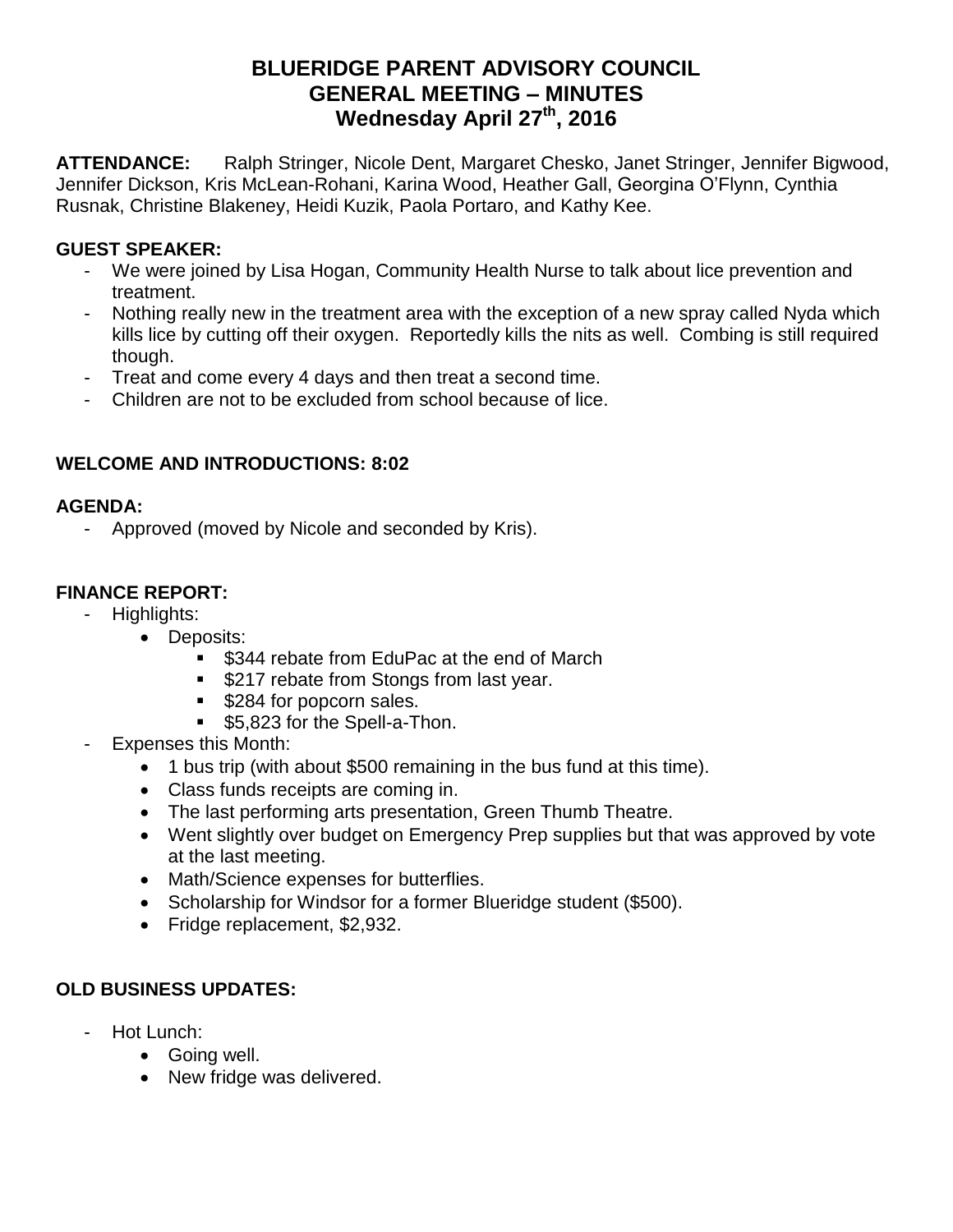# BLUERIDGE PARENT ADVISORY COUNCIL
# GENERAL MEETING – MINUTES
# Wednesday April 27th, 2016

**ATTENDANCE:** Ralph Stringer, Nicole Dent, Margaret Chesko, Janet Stringer, Jennifer Bigwood, Jennifer Dickson, Kris McLean-Rohani, Karina Wood, Heather Gall, Georgina O'Flynn, Cynthia Rusnak, Christine Blakeney, Heidi Kuzik, Paola Portaro, and Kathy Kee.

**GUEST SPEAKER:**

- We were joined by Lisa Hogan, Community Health Nurse to talk about lice prevention and treatment.
- Nothing really new in the treatment area with the exception of a new spray called Nyda which kills lice by cutting off their oxygen. Reportedly kills the nits as well. Combing is still required though.
- Treat and come every 4 days and then treat a second time.
- Children are not to be excluded from school because of lice.

**WELCOME AND INTRODUCTIONS: 8:02**

**AGENDA:**

- Approved (moved by Nicole and seconded by Kris).

**FINANCE REPORT:**

- Highlights:
  - Deposits:
    - $344 rebate from EduPac at the end of March
    - $217 rebate from Stongs from last year.
    - $284 for popcorn sales.
    - $5,823 for the Spell-a-Thon.
- Expenses this Month:
  - 1 bus trip (with about $500 remaining in the bus fund at this time).
  - Class funds receipts are coming in.
  - The last performing arts presentation, Green Thumb Theatre.
  - Went slightly over budget on Emergency Prep supplies but that was approved by vote at the last meeting.
  - Math/Science expenses for butterflies.
  - Scholarship for Windsor for a former Blueridge student ($500).
  - Fridge replacement, $2,932.

**OLD BUSINESS UPDATES:**

- Hot Lunch:
  - Going well.
  - New fridge was delivered.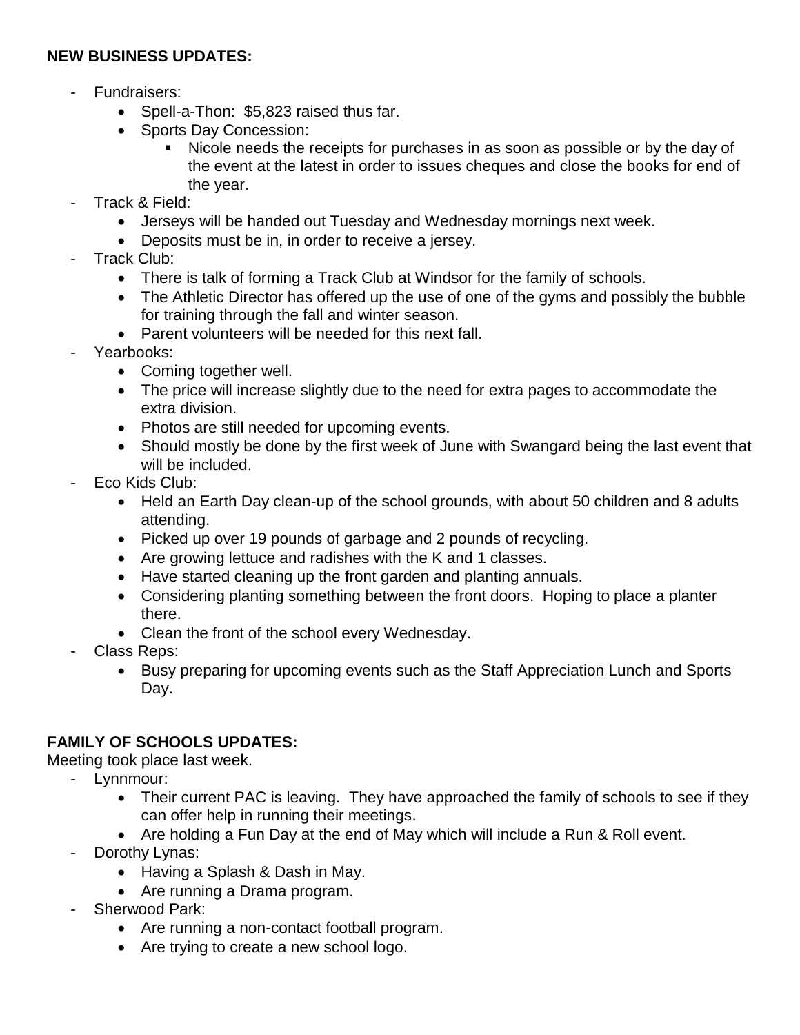**NEW BUSINESS UPDATES:**

- Fundraisers:
  - Spell-a-Thon: $5,823 raised thus far.
  - Sports Day Concession:
    - Nicole needs the receipts for purchases in as soon as possible or by the day of the event at the latest in order to issues cheques and close the books for end of the year.
- Track & Field:
  - Jerseys will be handed out Tuesday and Wednesday mornings next week.
  - Deposits must be in, in order to receive a jersey.
- Track Club:
  - There is talk of forming a Track Club at Windsor for the family of schools.
  - The Athletic Director has offered up the use of one of the gyms and possibly the bubble for training through the fall and winter season.
  - Parent volunteers will be needed for this next fall.
- Yearbooks:
  - Coming together well.
  - The price will increase slightly due to the need for extra pages to accommodate the extra division.
  - Photos are still needed for upcoming events.
  - Should mostly be done by the first week of June with Swangard being the last event that will be included.
- Eco Kids Club:
  - Held an Earth Day clean-up of the school grounds, with about 50 children and 8 adults attending.
  - Picked up over 19 pounds of garbage and 2 pounds of recycling.
  - Are growing lettuce and radishes with the K and 1 classes.
  - Have started cleaning up the front garden and planting annuals.
  - Considering planting something between the front doors. Hoping to place a planter there.
  - Clean the front of the school every Wednesday.
- Class Reps:
  - Busy preparing for upcoming events such as the Staff Appreciation Lunch and Sports Day.

**FAMILY OF SCHOOLS UPDATES:**

Meeting took place last week.

- Lynnmour:
  - Their current PAC is leaving. They have approached the family of schools to see if they can offer help in running their meetings.
  - Are holding a Fun Day at the end of May which will include a Run & Roll event.
- Dorothy Lynas:
  - Having a Splash & Dash in May.
  - Are running a Drama program.
- Sherwood Park:
  - Are running a non-contact football program.
  - Are trying to create a new school logo.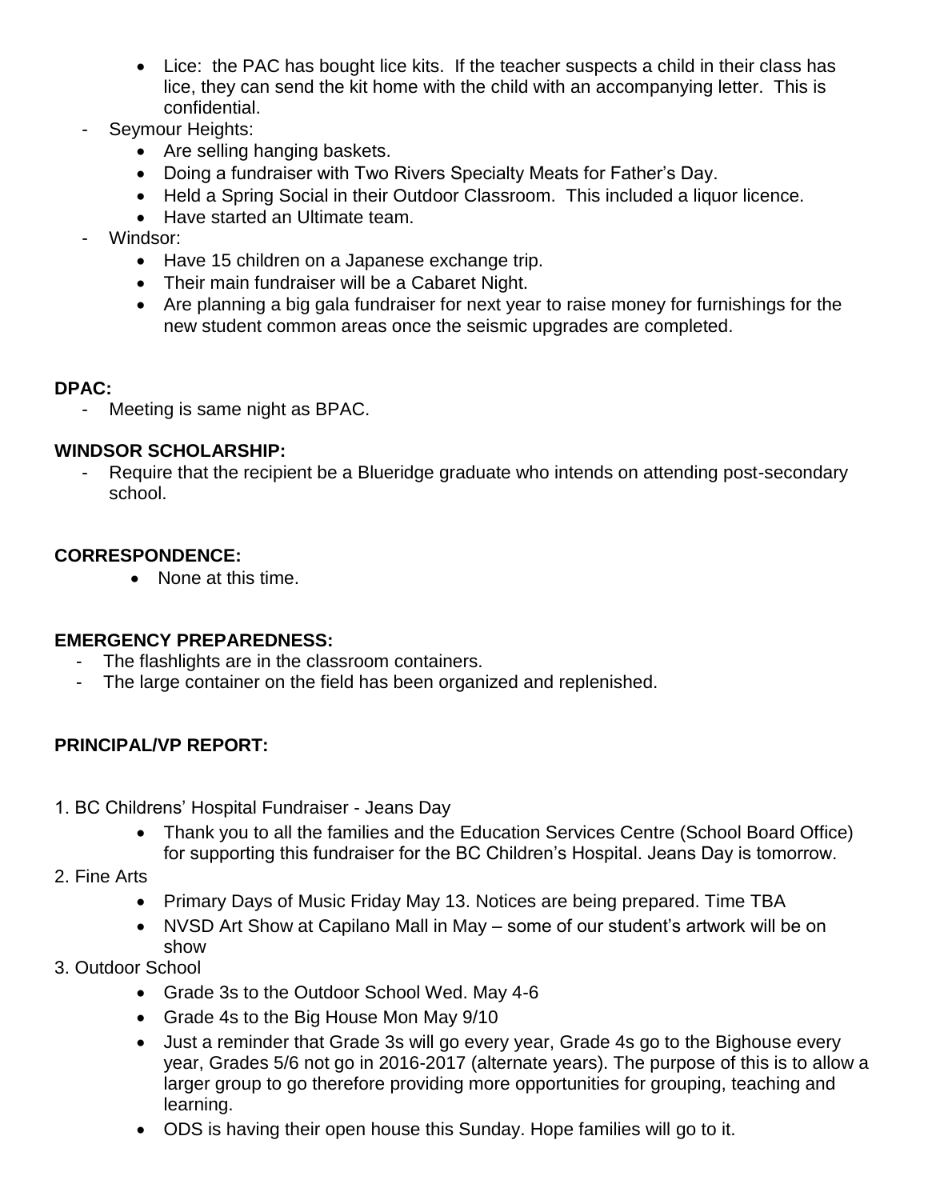- Lice: the PAC has bought lice kits. If the teacher suspects a child in their class has lice, they can send the kit home with the child with an accompanying letter. This is confidential.

- Seymour Heights:
  - Are selling hanging baskets.
  - Doing a fundraiser with Two Rivers Specialty Meats for Father's Day.
  - Held a Spring Social in their Outdoor Classroom. This included a liquor licence.
  - Have started an Ultimate team.
- Windsor:
  - Have 15 children on a Japanese exchange trip.
  - Their main fundraiser will be a Cabaret Night.
  - Are planning a big gala fundraiser for next year to raise money for furnishings for the new student common areas once the seismic upgrades are completed.

**DPAC:**

- Meeting is same night as BPAC.

**WINDSOR SCHOLARSHIP:**

- Require that the recipient be a Blueridge graduate who intends on attending post-secondary school.

**CORRESPONDENCE:**

- None at this time.

**EMERGENCY PREPAREDNESS:**

- The flashlights are in the classroom containers.
- The large container on the field has been organized and replenished.

**PRINCIPAL/VP REPORT:**

1. BC Childrens' Hospital Fundraiser - Jeans Day
   - Thank you to all the families and the Education Services Centre (School Board Office) for supporting this fundraiser for the BC Children's Hospital. Jeans Day is tomorrow.
2. Fine Arts
   - Primary Days of Music Friday May 13. Notices are being prepared. Time TBA
   - NVSD Art Show at Capilano Mall in May – some of our student's artwork will be on show
3. Outdoor School
   - Grade 3s to the Outdoor School Wed. May 4-6
   - Grade 4s to the Big House Mon May 9/10
   - Just a reminder that Grade 3s will go every year, Grade 4s go to the Bighouse every year, Grades 5/6 not go in 2016-2017 (alternate years). The purpose of this is to allow a larger group to go therefore providing more opportunities for grouping, teaching and learning.
   - ODS is having their open house this Sunday. Hope families will go to it.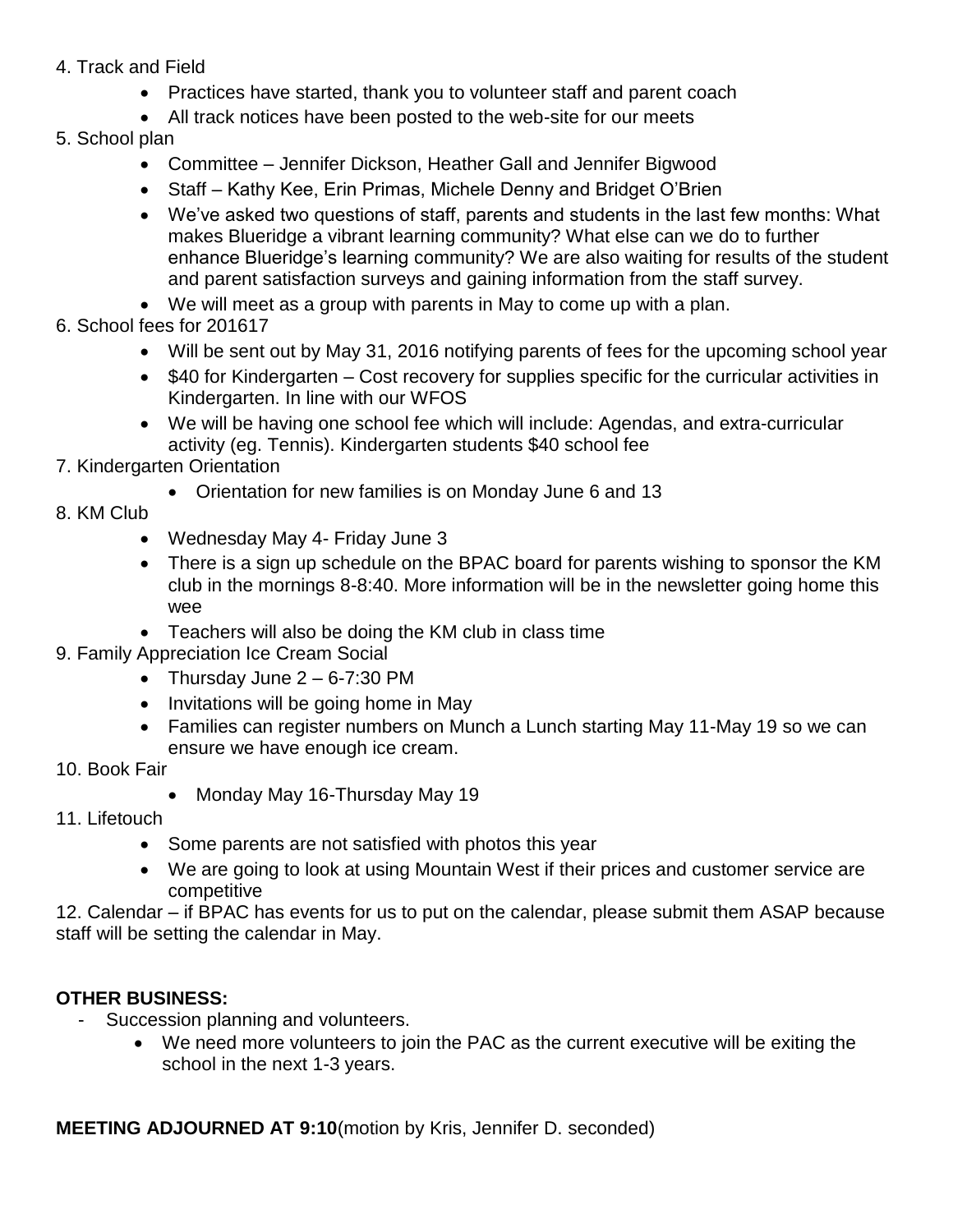4. Track and Field
    - Practices have started, thank you to volunteer staff and parent coach
    - All track notices have been posted to the web-site for our meets
5. School plan
    - Committee – Jennifer Dickson, Heather Gall and Jennifer Bigwood
    - Staff – Kathy Kee, Erin Primas, Michele Denny and Bridget O'Brien
    - We've asked two questions of staff, parents and students in the last few months: What makes Blueridge a vibrant learning community? What else can we do to further enhance Blueridge's learning community? We are also waiting for results of the student and parent satisfaction surveys and gaining information from the staff survey.
    - We will meet as a group with parents in May to come up with a plan.
6. School fees for 201617
    - Will be sent out by May 31, 2016 notifying parents of fees for the upcoming school year
    - $40 for Kindergarten – Cost recovery for supplies specific for the curricular activities in Kindergarten. In line with our WFOS
    - We will be having one school fee which will include: Agendas, and extra-curricular activity (eg. Tennis). Kindergarten students $40 school fee
7. Kindergarten Orientation
    - Orientation for new families is on Monday June 6 and 13
8. KM Club
    - Wednesday May 4- Friday June 3
    - There is a sign up schedule on the BPAC board for parents wishing to sponsor the KM club in the mornings 8-8:40. More information will be in the newsletter going home this wee
    - Teachers will also be doing the KM club in class time
9. Family Appreciation Ice Cream Social
    - Thursday June 2 – 6-7:30 PM
    - Invitations will be going home in May
    - Families can register numbers on Munch a Lunch starting May 11-May 19 so we can ensure we have enough ice cream.
10. Book Fair
    - Monday May 16-Thursday May 19
11. Lifetouch
    - Some parents are not satisfied with photos this year
    - We are going to look at using Mountain West if their prices and customer service are competitive
12. Calendar – if BPAC has events for us to put on the calendar, please submit them ASAP because staff will be setting the calendar in May.

**OTHER BUSINESS:**

- Succession planning and volunteers.
    - We need more volunteers to join the PAC as the current executive will be exiting the school in the next 1-3 years.

**MEETING ADJOURNED AT 9:10**(motion by Kris, Jennifer D. seconded)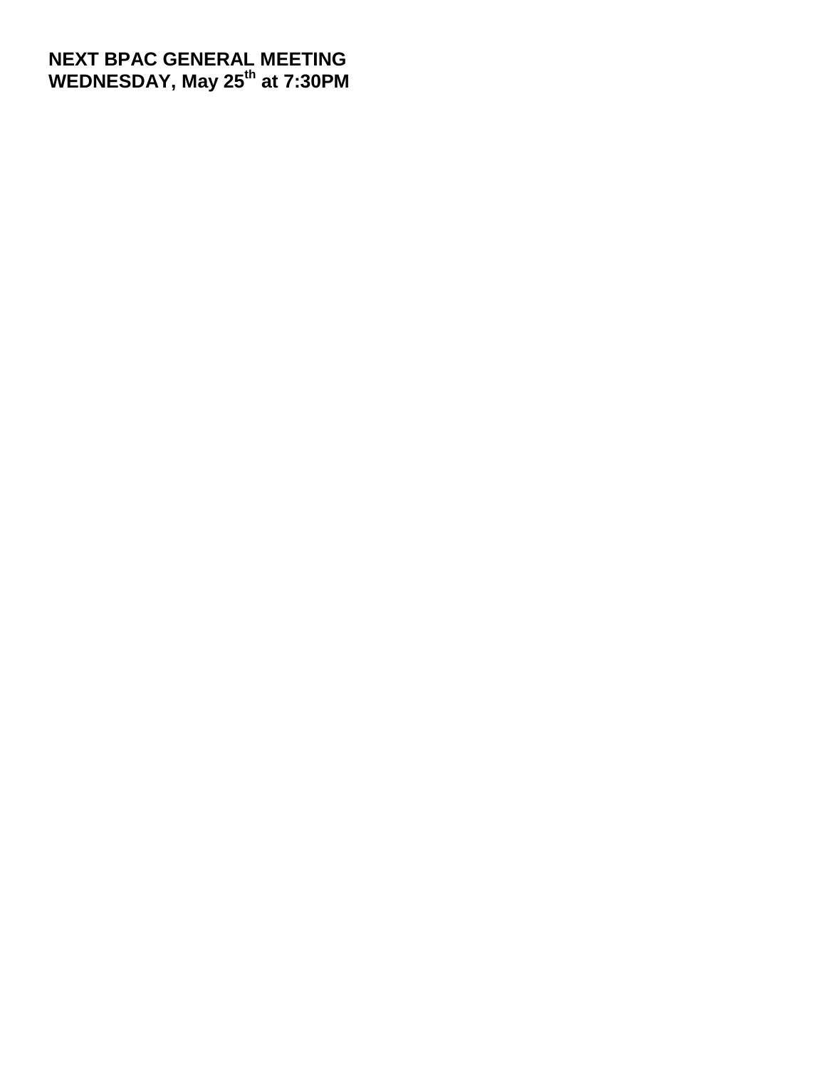**NEXT BPAC GENERAL MEETING**
**WEDNESDAY, May 25th at 7:30PM**